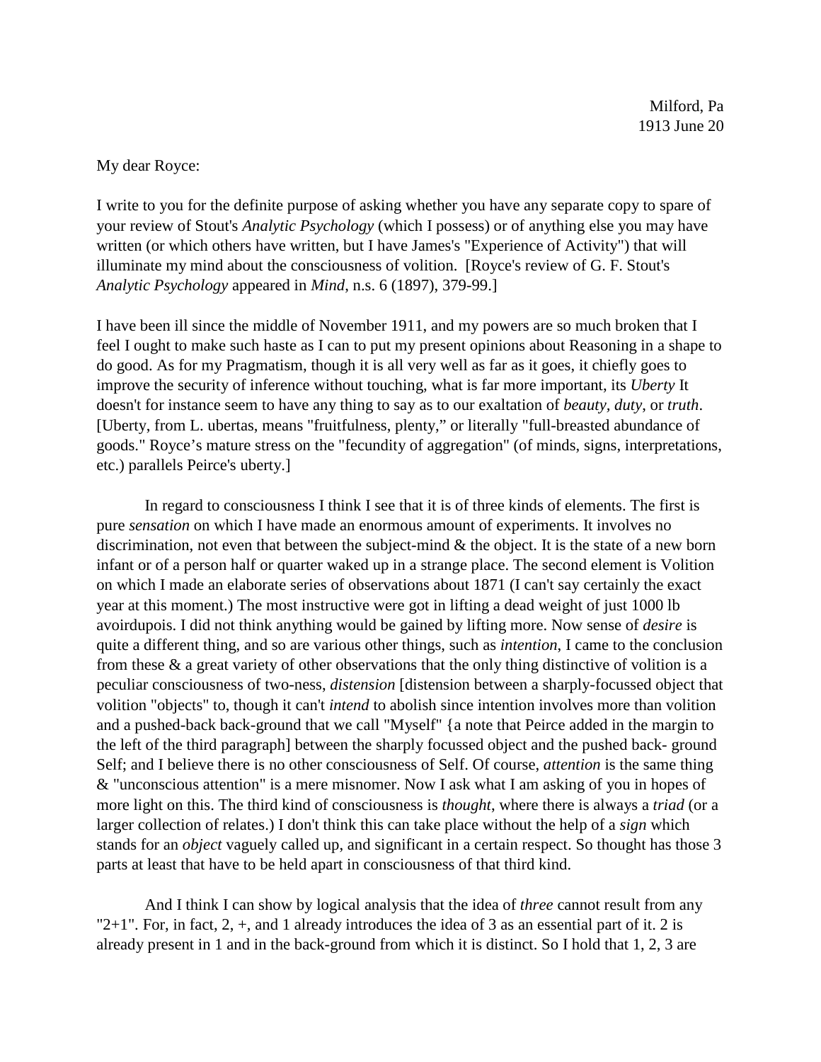Milford, Pa
1913 June 20

My dear Royce:

I write to you for the definite purpose of asking whether you have any separate copy to spare of your review of Stout's *Analytic Psychology* (which I possess) or of anything else you may have written (or which others have written, but I have James's "Experience of Activity") that will illuminate my mind about the consciousness of volition. [Royce's review of G. F. Stout's *Analytic Psychology* appeared in *Mind*, n.s. 6 (1897), 379-99.]

I have been ill since the middle of November 1911, and my powers are so much broken that I feel I ought to make such haste as I can to put my present opinions about Reasoning in a shape to do good. As for my Pragmatism, though it is all very well as far as it goes, it chiefly goes to improve the security of inference without touching, what is far more important, its *Uberty* It doesn't for instance seem to have any thing to say as to our exaltation of *beauty, duty*, or *truth*. [Uberty, from L. ubertas, means "fruitfulness, plenty," or literally "full-breasted abundance of goods." Royce's mature stress on the "fecundity of aggregation" (of minds, signs, interpretations, etc.) parallels Peirce's uberty.]

In regard to consciousness I think I see that it is of three kinds of elements. The first is pure *sensation* on which I have made an enormous amount of experiments. It involves no discrimination, not even that between the subject-mind & the object. It is the state of a new born infant or of a person half or quarter waked up in a strange place. The second element is Volition on which I made an elaborate series of observations about 1871 (I can't say certainly the exact year at this moment.) The most instructive were got in lifting a dead weight of just 1000 lb avoirdupois. I did not think anything would be gained by lifting more. Now sense of *desire* is quite a different thing, and so are various other things, such as *intention*, I came to the conclusion from these & a great variety of other observations that the only thing distinctive of volition is a peculiar consciousness of two-ness, *distension* [distension between a sharply-focussed object that volition "objects" to, though it can't *intend* to abolish since intention involves more than volition and a pushed-back back-ground that we call "Myself" {a note that Peirce added in the margin to the left of the third paragraph] between the sharply focussed object and the pushed back- ground Self; and I believe there is no other consciousness of Self. Of course, *attention* is the same thing & "unconscious attention" is a mere misnomer. Now I ask what I am asking of you in hopes of more light on this. The third kind of consciousness is *thought*, where there is always a *triad* (or a larger collection of relates.) I don't think this can take place without the help of a *sign* which stands for an *object* vaguely called up, and significant in a certain respect. So thought has those 3 parts at least that have to be held apart in consciousness of that third kind.

And I think I can show by logical analysis that the idea of *three* cannot result from any "2+1". For, in fact, 2, +, and 1 already introduces the idea of 3 as an essential part of it. 2 is already present in 1 and in the back-ground from which it is distinct. So I hold that 1, 2, 3 are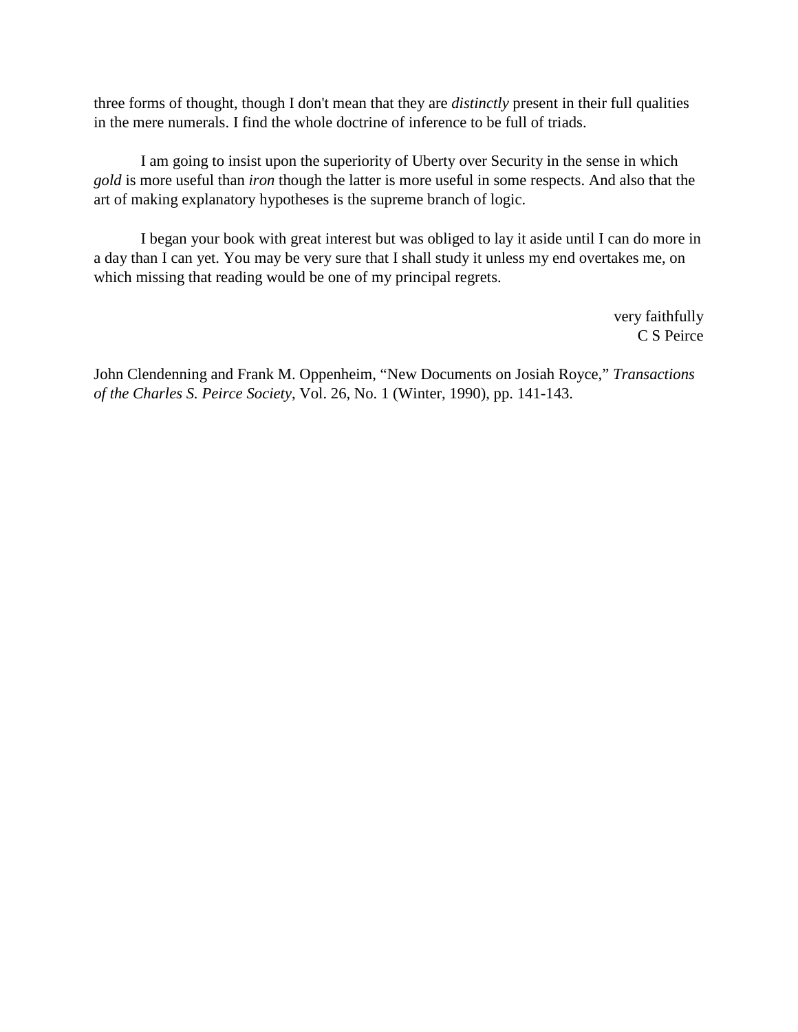three forms of thought, though I don't mean that they are *distinctly* present in their full qualities in the mere numerals. I find the whole doctrine of inference to be full of triads.

I am going to insist upon the superiority of Uberty over Security in the sense in which *gold* is more useful than *iron* though the latter is more useful in some respects. And also that the art of making explanatory hypotheses is the supreme branch of logic.

I began your book with great interest but was obliged to lay it aside until I can do more in a day than I can yet. You may be very sure that I shall study it unless my end overtakes me, on which missing that reading would be one of my principal regrets.

very faithfully
C S Peirce

John Clendenning and Frank M. Oppenheim, "New Documents on Josiah Royce," *Transactions of the Charles S. Peirce Society*, Vol. 26, No. 1 (Winter, 1990), pp. 141-143.